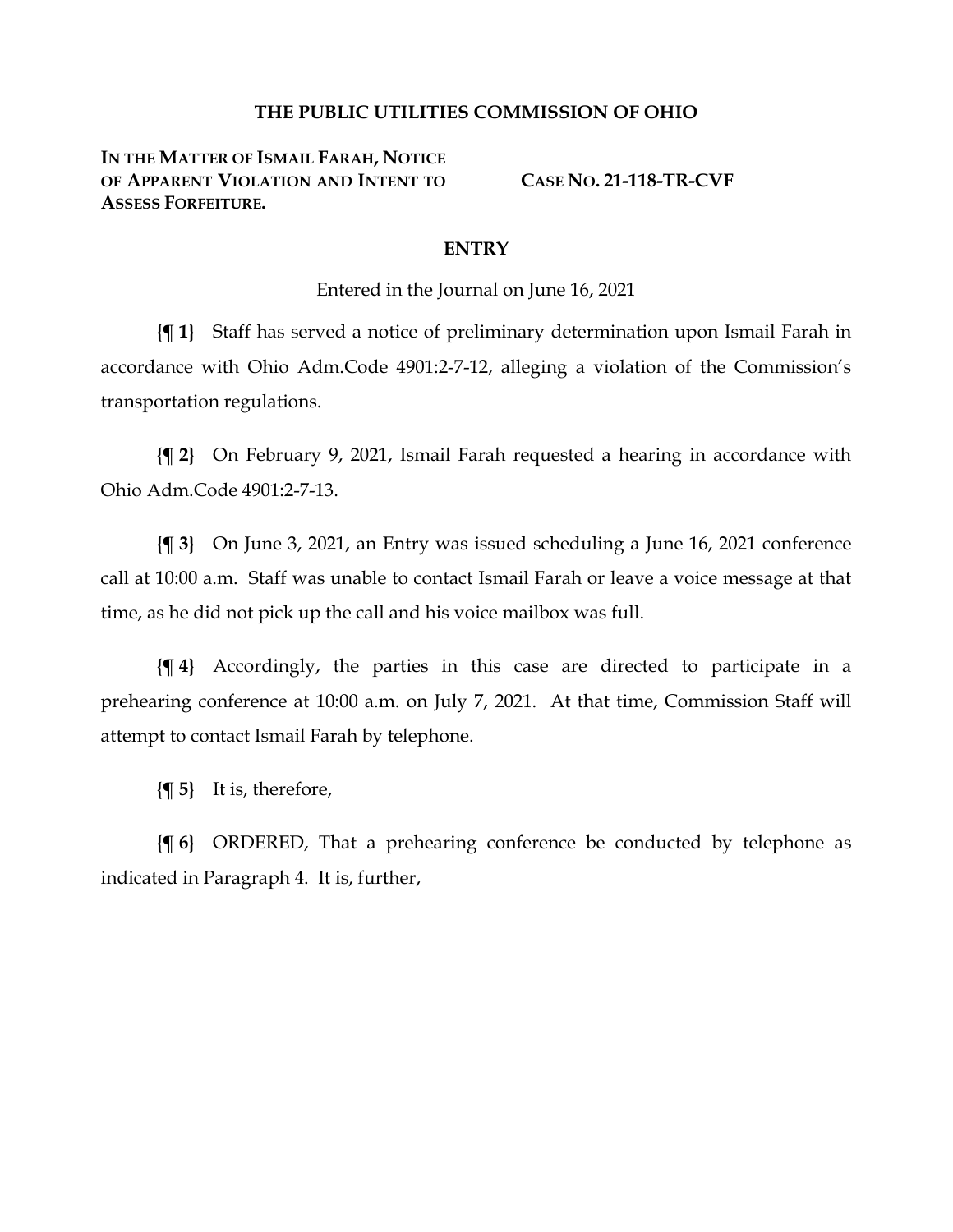# THE PUBLIC UTILITIES COMMISSION OF OHIO

**IN THE MATTER OF ISMAIL FARAH, NOTICE OF APPARENT VIOLATION AND INTENT TO ASSESS FORFEITURE.**

**CASE NO. 21-118-TR-CVF**

## ENTRY

Entered in the Journal on June 16, 2021

**{¶ 1}** Staff has served a notice of preliminary determination upon Ismail Farah in accordance with Ohio Adm.Code 4901:2-7-12, alleging a violation of the Commission's transportation regulations.

**{¶ 2}** On February 9, 2021, Ismail Farah requested a hearing in accordance with Ohio Adm.Code 4901:2-7-13.

**{¶ 3}** On June 3, 2021, an Entry was issued scheduling a June 16, 2021 conference call at 10:00 a.m. Staff was unable to contact Ismail Farah or leave a voice message at that time, as he did not pick up the call and his voice mailbox was full.

**{¶ 4}** Accordingly, the parties in this case are directed to participate in a prehearing conference at 10:00 a.m. on July 7, 2021. At that time, Commission Staff will attempt to contact Ismail Farah by telephone.

**{¶ 5}** It is, therefore,

**{¶ 6}** ORDERED, That a prehearing conference be conducted by telephone as indicated in Paragraph 4. It is, further,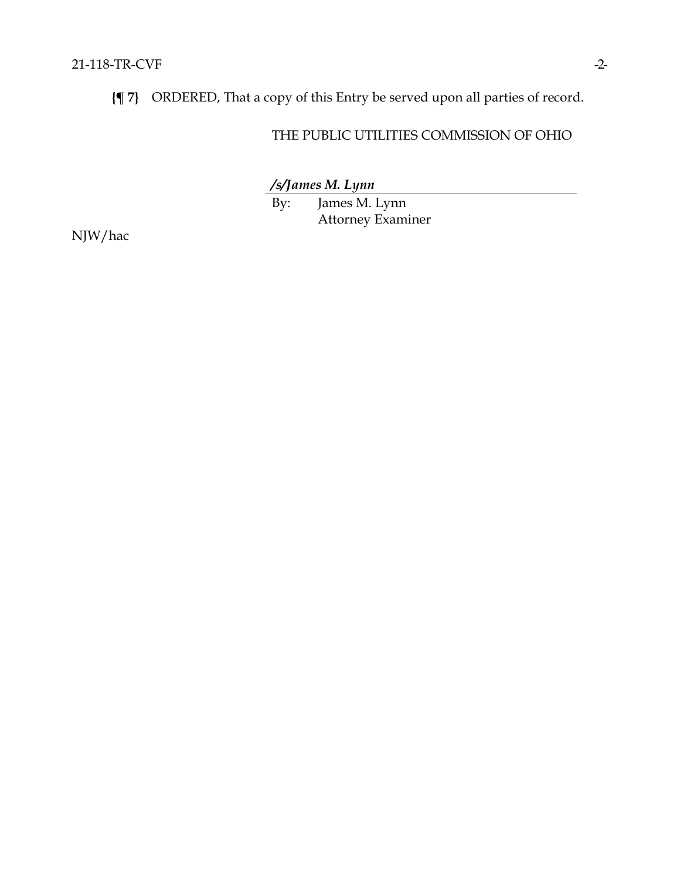**{¶ 7}** ORDERED, That a copy of this Entry be served upon all parties of record.

THE PUBLIC UTILITIES COMMISSION OF OHIO

***/s/James M. Lynn***

By: James M. Lynn
Attorney Examiner

NJW/hac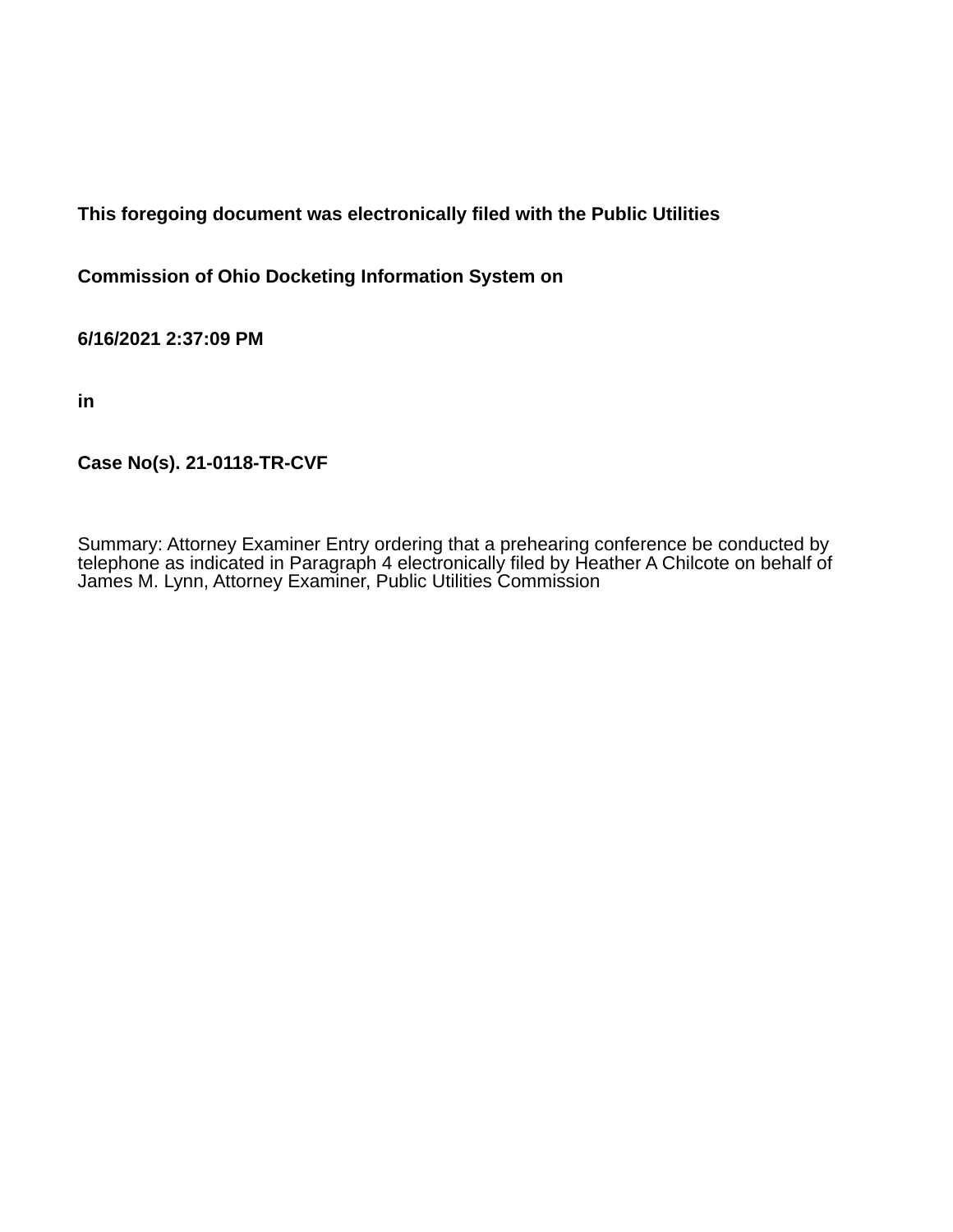**This foregoing document was electronically filed with the Public Utilities**

**Commission of Ohio Docketing Information System on**

**6/16/2021 2:37:09 PM**

**in**

**Case No(s). 21-0118-TR-CVF**

Summary: Attorney Examiner Entry ordering that a prehearing conference be conducted by telephone as indicated in Paragraph 4 electronically filed by Heather A Chilcote on behalf of James M. Lynn, Attorney Examiner, Public Utilities Commission